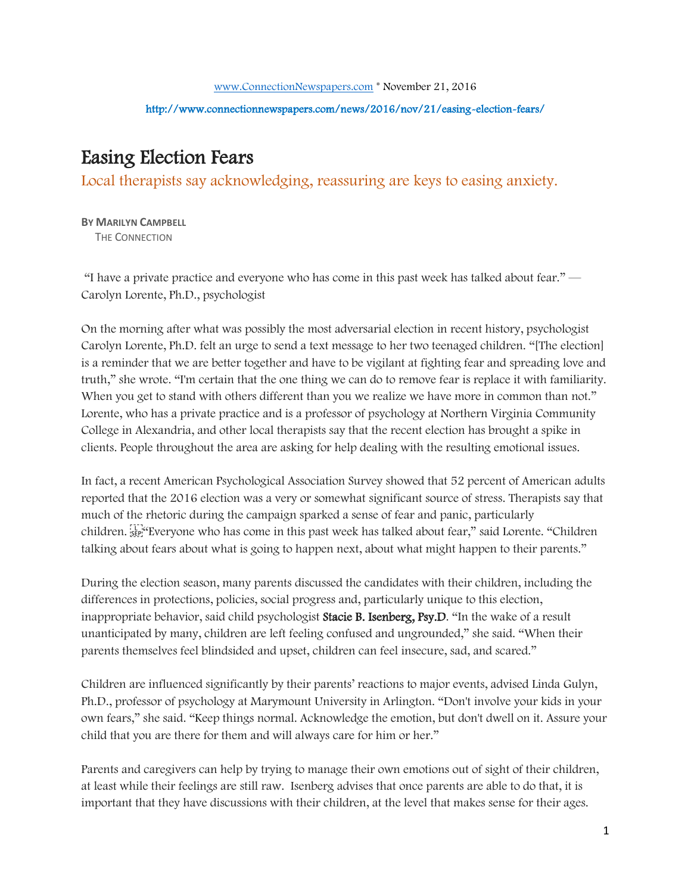www.ConnectionNewspapers.com * November 21, 2016

http://www.connectionnewspapers.com/news/2016/nov/21/easing-election-fears/

# Easing Election Fears

## Local therapists say acknowledging, reassuring are keys to easing anxiety.

**BY MARILYN CAMPBELL**
THE CONNECTION

"I have a private practice and everyone who has come in this past week has talked about fear." — Carolyn Lorente, Ph.D., psychologist

On the morning after what was possibly the most adversarial election in recent history, psychologist Carolyn Lorente, Ph.D. felt an urge to send a text message to her two teenaged children. "[The election] is a reminder that we are better together and have to be vigilant at fighting fear and spreading love and truth," she wrote. "I'm certain that the one thing we can do to remove fear is replace it with familiarity. When you get to stand with others different than you we realize we have more in common than not." Lorente, who has a private practice and is a professor of psychology at Northern Virginia Community College in Alexandria, and other local therapists say that the recent election has brought a spike in clients. People throughout the area are asking for help dealing with the resulting emotional issues.

In fact, a recent American Psychological Association Survey showed that 52 percent of American adults reported that the 2016 election was a very or somewhat significant source of stress. Therapists say that much of the rhetoric during the campaign sparked a sense of fear and panic, particularly children. "Everyone who has come in this past week has talked about fear," said Lorente. "Children talking about fears about what is going to happen next, about what might happen to their parents."

During the election season, many parents discussed the candidates with their children, including the differences in protections, policies, social progress and, particularly unique to this election, inappropriate behavior, said child psychologist **Stacie B. Isenberg, Psy.D**. "In the wake of a result unanticipated by many, children are left feeling confused and ungrounded," she said. "When their parents themselves feel blindsided and upset, children can feel insecure, sad, and scared."

Children are influenced significantly by their parents' reactions to major events, advised Linda Gulyn, Ph.D., professor of psychology at Marymount University in Arlington. "Don't involve your kids in your own fears," she said. "Keep things normal. Acknowledge the emotion, but don't dwell on it. Assure your child that you are there for them and will always care for him or her."

Parents and caregivers can help by trying to manage their own emotions out of sight of their children, at least while their feelings are still raw. Isenberg advises that once parents are able to do that, it is important that they have discussions with their children, at the level that makes sense for their ages.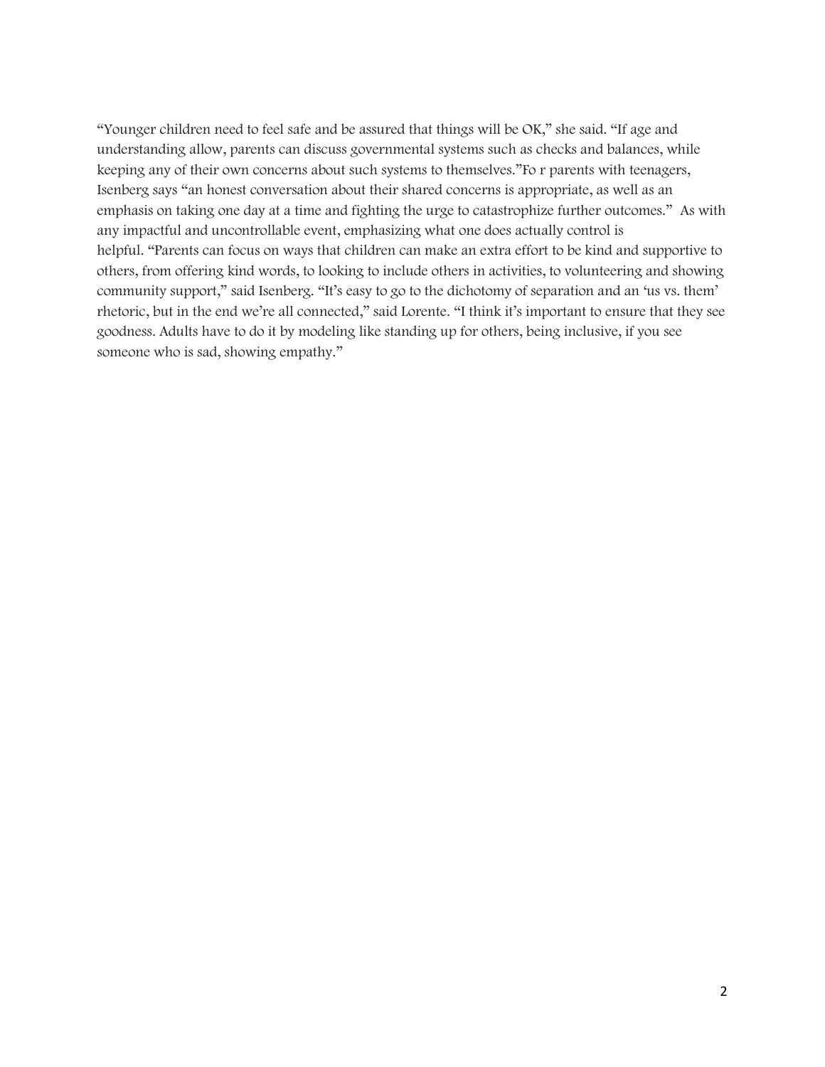"Younger children need to feel safe and be assured that things will be OK," she said. "If age and understanding allow, parents can discuss governmental systems such as checks and balances, while keeping any of their own concerns about such systems to themselves."Fo r parents with teenagers, Isenberg says "an honest conversation about their shared concerns is appropriate, as well as an emphasis on taking one day at a time and fighting the urge to catastrophize further outcomes." As with any impactful and uncontrollable event, emphasizing what one does actually control is helpful. "Parents can focus on ways that children can make an extra effort to be kind and supportive to others, from offering kind words, to looking to include others in activities, to volunteering and showing community support," said Isenberg. "It's easy to go to the dichotomy of separation and an 'us vs. them' rhetoric, but in the end we're all connected," said Lorente. "I think it's important to ensure that they see goodness. Adults have to do it by modeling like standing up for others, being inclusive, if you see someone who is sad, showing empathy."